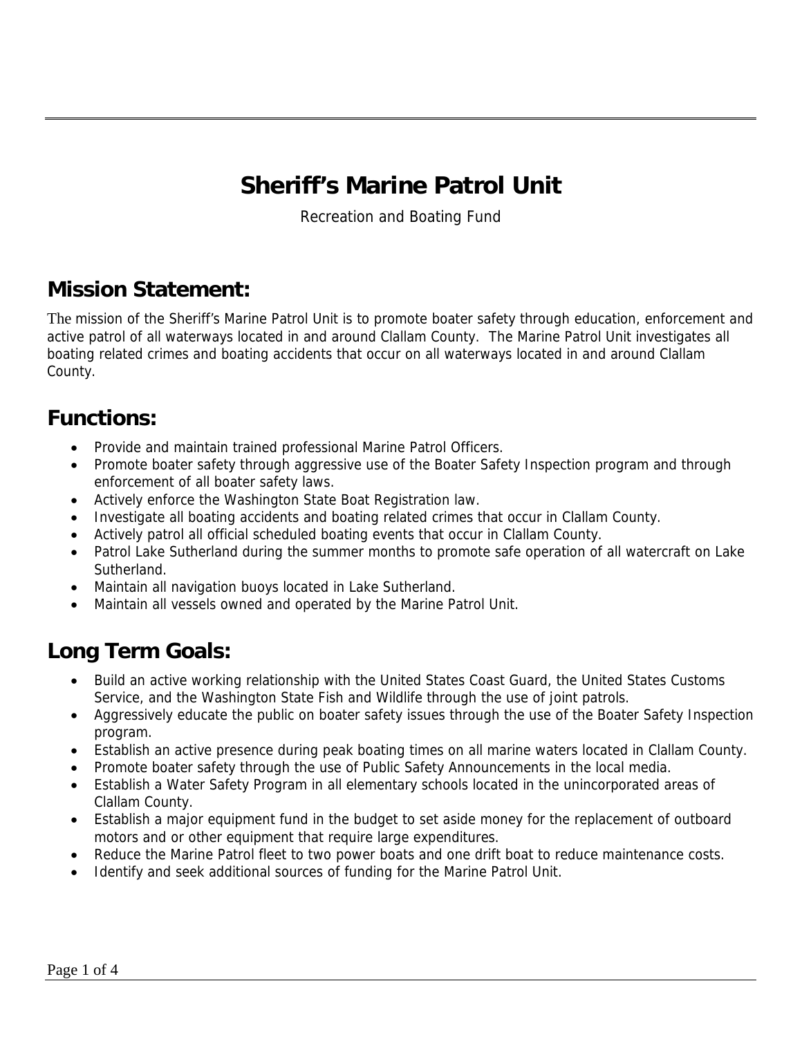# Sheriff's Marine Patrol Unit

Recreation and Boating Fund

## Mission Statement:

The mission of the Sheriff's Marine Patrol Unit is to promote boater safety through education, enforcement and active patrol of all waterways located in and around Clallam County. The Marine Patrol Unit investigates all boating related crimes and boating accidents that occur on all waterways located in and around Clallam County.

## Functions:

- Provide and maintain trained professional Marine Patrol Officers.
- Promote boater safety through aggressive use of the Boater Safety Inspection program and through enforcement of all boater safety laws.
- Actively enforce the Washington State Boat Registration law.
- Investigate all boating accidents and boating related crimes that occur in Clallam County.
- Actively patrol all official scheduled boating events that occur in Clallam County.
- Patrol Lake Sutherland during the summer months to promote safe operation of all watercraft on Lake Sutherland.
- Maintain all navigation buoys located in Lake Sutherland.
- Maintain all vessels owned and operated by the Marine Patrol Unit.

## Long Term Goals:

- Build an active working relationship with the United States Coast Guard, the United States Customs Service, and the Washington State Fish and Wildlife through the use of joint patrols.
- Aggressively educate the public on boater safety issues through the use of the Boater Safety Inspection program.
- Establish an active presence during peak boating times on all marine waters located in Clallam County.
- Promote boater safety through the use of Public Safety Announcements in the local media.
- Establish a Water Safety Program in all elementary schools located in the unincorporated areas of Clallam County.
- Establish a major equipment fund in the budget to set aside money for the replacement of outboard motors and or other equipment that require large expenditures.
- Reduce the Marine Patrol fleet to two power boats and one drift boat to reduce maintenance costs.
- Identify and seek additional sources of funding for the Marine Patrol Unit.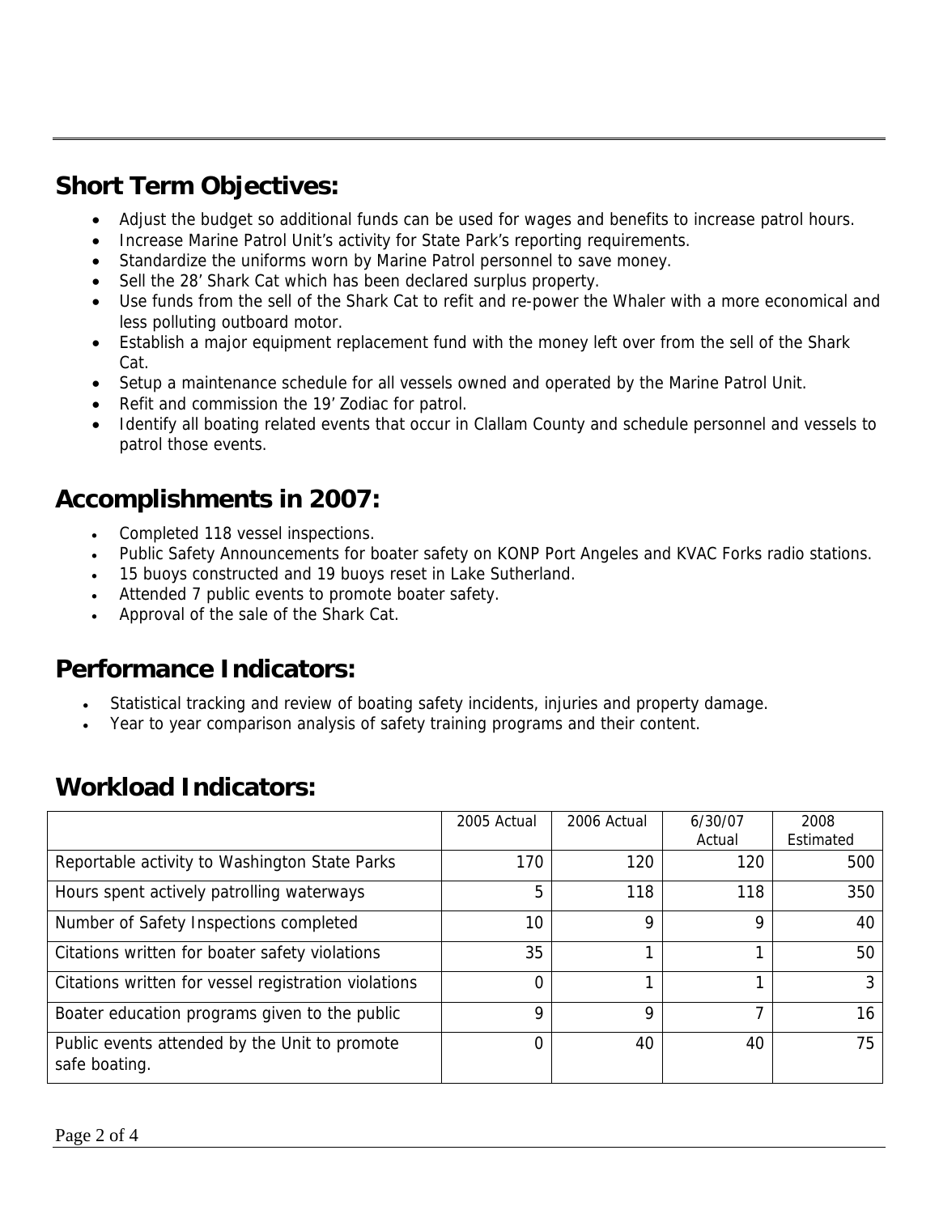## Short Term Objectives:

- Adjust the budget so additional funds can be used for wages and benefits to increase patrol hours.
- Increase Marine Patrol Unit's activity for State Park's reporting requirements.
- Standardize the uniforms worn by Marine Patrol personnel to save money.
- Sell the 28' Shark Cat which has been declared surplus property.
- Use funds from the sell of the Shark Cat to refit and re-power the Whaler with a more economical and less polluting outboard motor.
- Establish a major equipment replacement fund with the money left over from the sell of the Shark Cat.
- Setup a maintenance schedule for all vessels owned and operated by the Marine Patrol Unit.
- Refit and commission the 19' Zodiac for patrol.
- Identify all boating related events that occur in Clallam County and schedule personnel and vessels to patrol those events.

## Accomplishments in 2007:

- Completed 118 vessel inspections.
- Public Safety Announcements for boater safety on KONP Port Angeles and KVAC Forks radio stations.
- 15 buoys constructed and 19 buoys reset in Lake Sutherland.
- Attended 7 public events to promote boater safety.
- Approval of the sale of the Shark Cat.

## Performance Indicators:

- Statistical tracking and review of boating safety incidents, injuries and property damage.
- Year to year comparison analysis of safety training programs and their content.

## Workload Indicators:

| | 2005 Actual | 2006 Actual | 6/30/07 Actual | 2008 Estimated |
|---|---|---|---|---|
| Reportable activity to Washington State Parks | 170 | 120 | 120 | 500 |
| Hours spent actively patrolling waterways | 5 | 118 | 118 | 350 |
| Number of Safety Inspections completed | 10 | 9 | 9 | 40 |
| Citations written for boater safety violations | 35 | 1 | 1 | 50 |
| Citations written for vessel registration violations | 0 | 1 | 1 | 3 |
| Boater education programs given to the public | 9 | 9 | 7 | 16 |
| Public events attended by the Unit to promote safe boating. | 0 | 40 | 40 | 75 |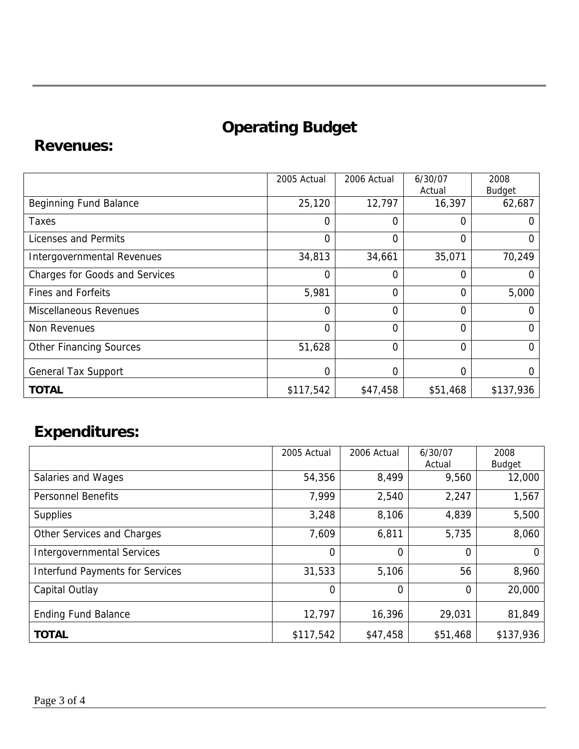# Operating Budget

## Revenues:

| | 2005 Actual | 2006 Actual | 6/30/07 Actual | 2008 Budget |
|---|---|---|---|---|
| Beginning Fund Balance | 25,120 | 12,797 | 16,397 | 62,687 |
| Taxes | 0 | 0 | 0 | 0 |
| Licenses and Permits | 0 | 0 | 0 | 0 |
| Intergovernmental Revenues | 34,813 | 34,661 | 35,071 | 70,249 |
| Charges for Goods and Services | 0 | 0 | 0 | 0 |
| Fines and Forfeits | 5,981 | 0 | 0 | 5,000 |
| Miscellaneous Revenues | 0 | 0 | 0 | 0 |
| Non Revenues | 0 | 0 | 0 | 0 |
| Other Financing Sources | 51,628 | 0 | 0 | 0 |
| General Tax Support | 0 | 0 | 0 | 0 |
| **TOTAL** | $117,542 | $47,458 | $51,468 | $137,936 |

## Expenditures:

| | 2005 Actual | 2006 Actual | 6/30/07 Actual | 2008 Budget |
|---|---|---|---|---|
| Salaries and Wages | 54,356 | 8,499 | 9,560 | 12,000 |
| Personnel Benefits | 7,999 | 2,540 | 2,247 | 1,567 |
| Supplies | 3,248 | 8,106 | 4,839 | 5,500 |
| Other Services and Charges | 7,609 | 6,811 | 5,735 | 8,060 |
| Intergovernmental Services | 0 | 0 | 0 | 0 |
| Interfund Payments for Services | 31,533 | 5,106 | 56 | 8,960 |
| Capital Outlay | 0 | 0 | 0 | 20,000 |
| Ending Fund Balance | 12,797 | 16,396 | 29,031 | 81,849 |
| **TOTAL** | $117,542 | $47,458 | $51,468 | $137,936 |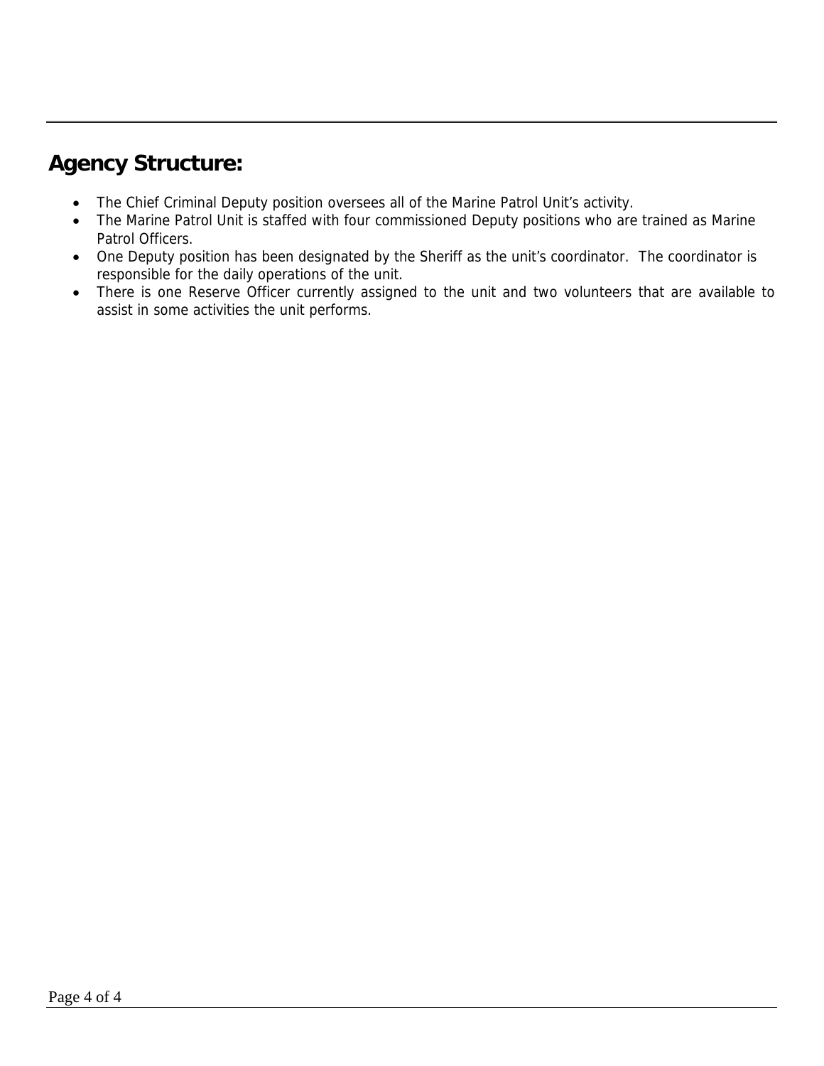## Agency Structure:

- The Chief Criminal Deputy position oversees all of the Marine Patrol Unit's activity.
- The Marine Patrol Unit is staffed with four commissioned Deputy positions who are trained as Marine Patrol Officers.
- One Deputy position has been designated by the Sheriff as the unit's coordinator. The coordinator is responsible for the daily operations of the unit.
- There is one Reserve Officer currently assigned to the unit and two volunteers that are available to assist in some activities the unit performs.